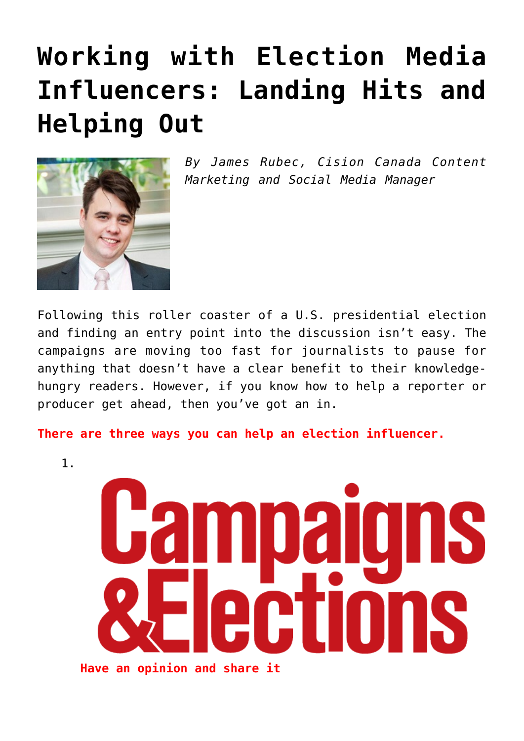# Working with Election Media Influencers: Landing Hits and Helping Out

*By James Rubec, Cision Canada Content Marketing and Social Media Manager*

Following this roller coaster of a U.S. presidential election and finding an entry point into the discussion isn't easy. The campaigns are moving too fast for journalists to pause for anything that doesn't have a clear benefit to their knowledge-hungry readers. However, if you know how to help a reporter or producer get ahead, then you've got an in.

**There are three ways you can help an election influencer.**

1. **Have an opinion and share it**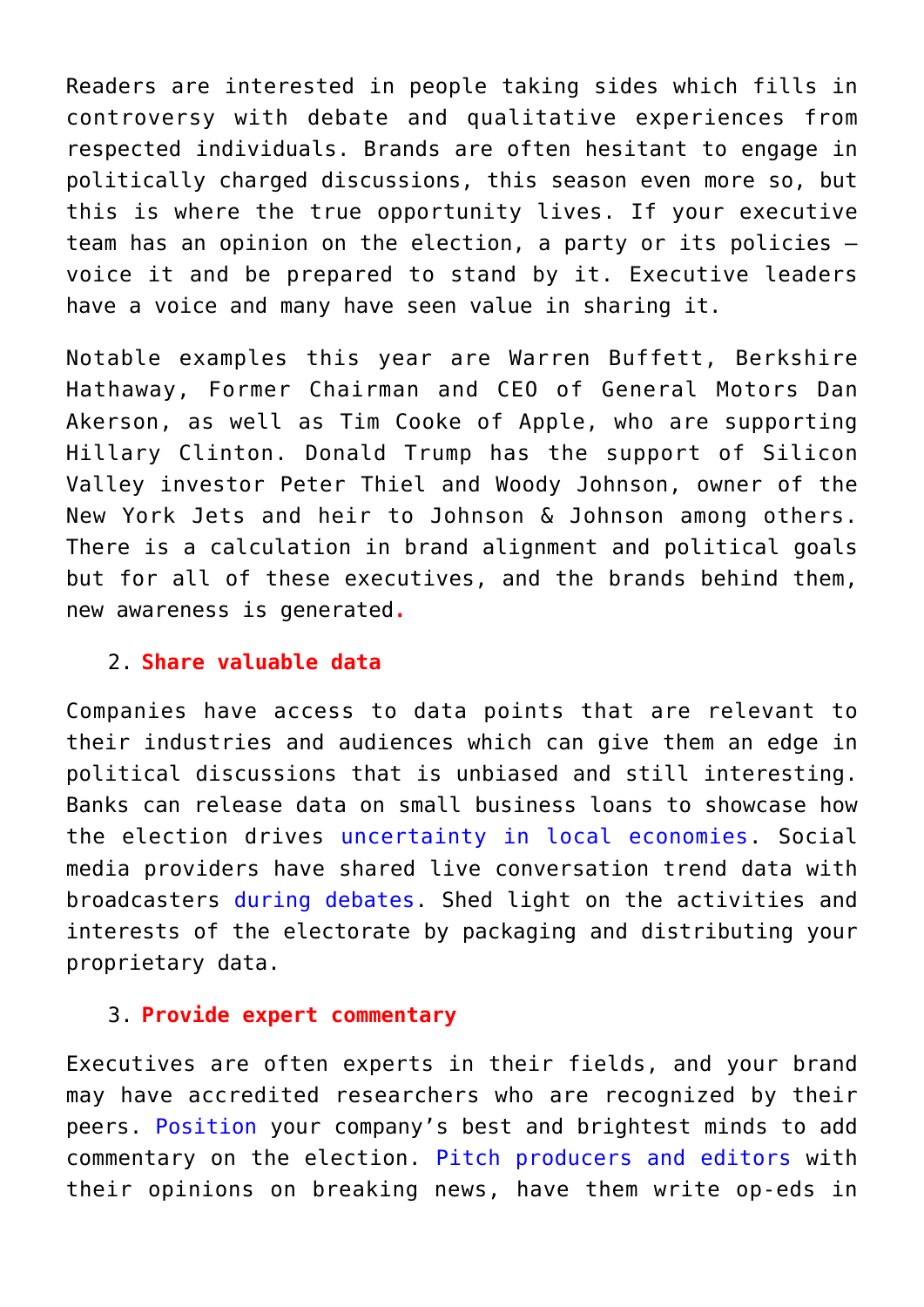Readers are interested in people taking sides which fills in controversy with debate and qualitative experiences from respected individuals. Brands are often hesitant to engage in politically charged discussions, this season even more so, but this is where the true opportunity lives. If your executive team has an opinion on the election, a party or its policies – voice it and be prepared to stand by it. Executive leaders have a voice and many have seen value in sharing it.

Notable examples this year are Warren Buffett, Berkshire Hathaway, Former Chairman and CEO of General Motors Dan Akerson, as well as Tim Cooke of Apple, who are supporting Hillary Clinton. Donald Trump has the support of Silicon Valley investor Peter Thiel and Woody Johnson, owner of the New York Jets and heir to Johnson & Johnson among others. There is a calculation in brand alignment and political goals but for all of these executives, and the brands behind them, new awareness is generated.

2. **Share valuable data**

Companies have access to data points that are relevant to their industries and audiences which can give them an edge in political discussions that is unbiased and still interesting. Banks can release data on small business loans to showcase how the election drives uncertainty in local economies. Social media providers have shared live conversation trend data with broadcasters during debates. Shed light on the activities and interests of the electorate by packaging and distributing your proprietary data.

3. **Provide expert commentary**

Executives are often experts in their fields, and your brand may have accredited researchers who are recognized by their peers. Position your company's best and brightest minds to add commentary on the election. Pitch producers and editors with their opinions on breaking news, have them write op-eds in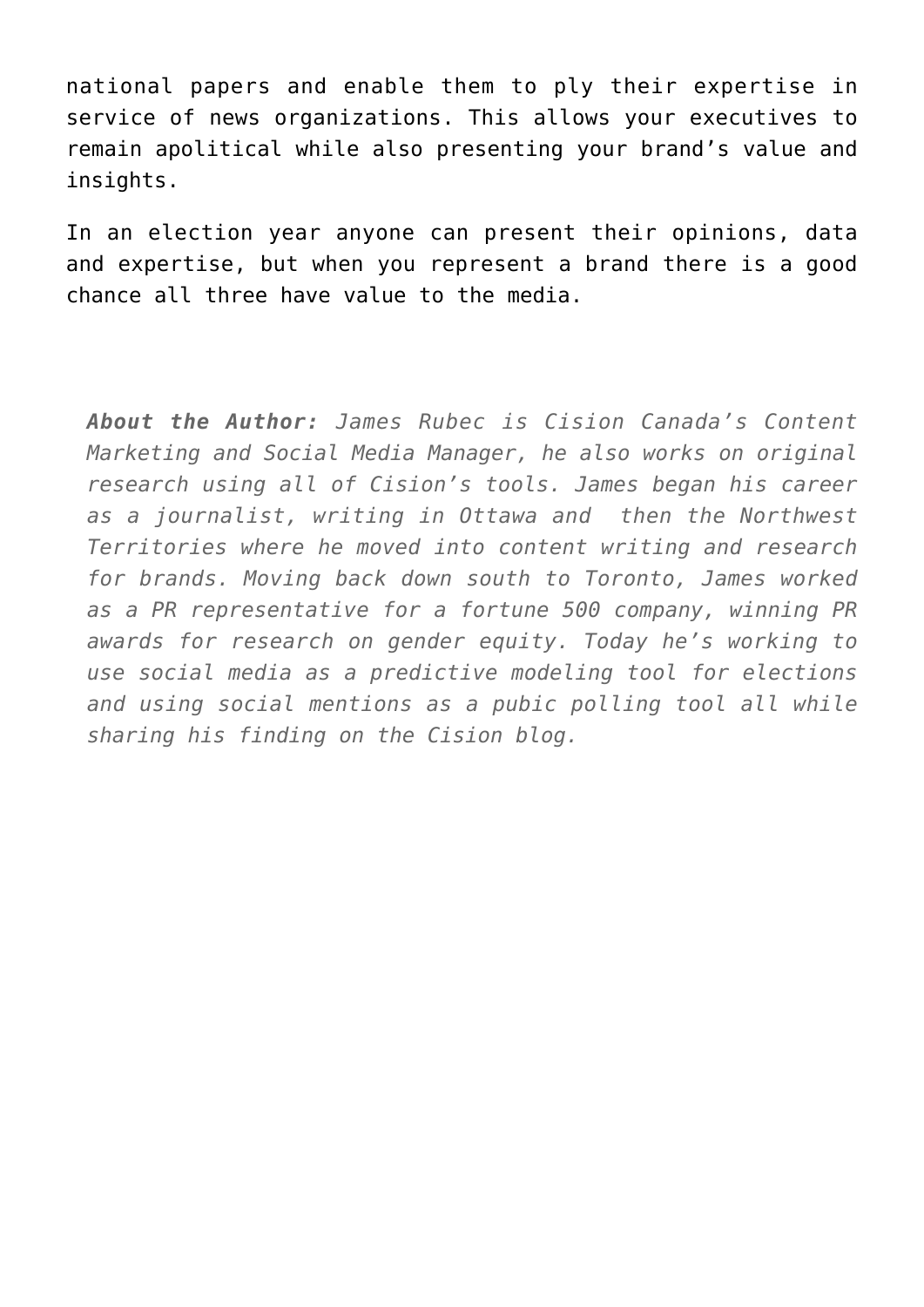national papers and enable them to ply their expertise in service of news organizations. This allows your executives to remain apolitical while also presenting your brand's value and insights.

In an election year anyone can present their opinions, data and expertise, but when you represent a brand there is a good chance all three have value to the media.

***About the Author:*** *James Rubec is Cision Canada's Content Marketing and Social Media Manager, he also works on original research using all of Cision's tools. James began his career as a journalist, writing in Ottawa and then the Northwest Territories where he moved into content writing and research for brands. Moving back down south to Toronto, James worked as a PR representative for a fortune 500 company, winning PR awards for research on gender equity. Today he's working to use social media as a predictive modeling tool for elections and using social mentions as a pubic polling tool all while sharing his finding on the Cision blog.*